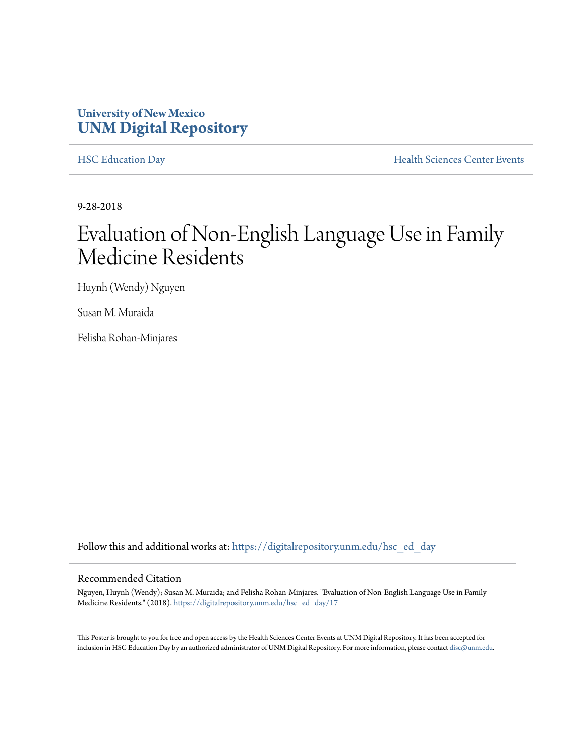University of New Mexico
**UNM Digital Repository**

HSC Education Day | Health Sciences Center Events

9-28-2018

# Evaluation of Non-English Language Use in Family Medicine Residents

Huynh (Wendy) Nguyen

Susan M. Muraida

Felisha Rohan-Minjares

Follow this and additional works at: https://digitalrepository.unm.edu/hsc_ed_day

## Recommended Citation

Nguyen, Huynh (Wendy); Susan M. Muraida; and Felisha Rohan-Minjares. "Evaluation of Non-English Language Use in Family Medicine Residents." (2018). https://digitalrepository.unm.edu/hsc_ed_day/17

This Poster is brought to you for free and open access by the Health Sciences Center Events at UNM Digital Repository. It has been accepted for inclusion in HSC Education Day by an authorized administrator of UNM Digital Repository. For more information, please contact disc@unm.edu.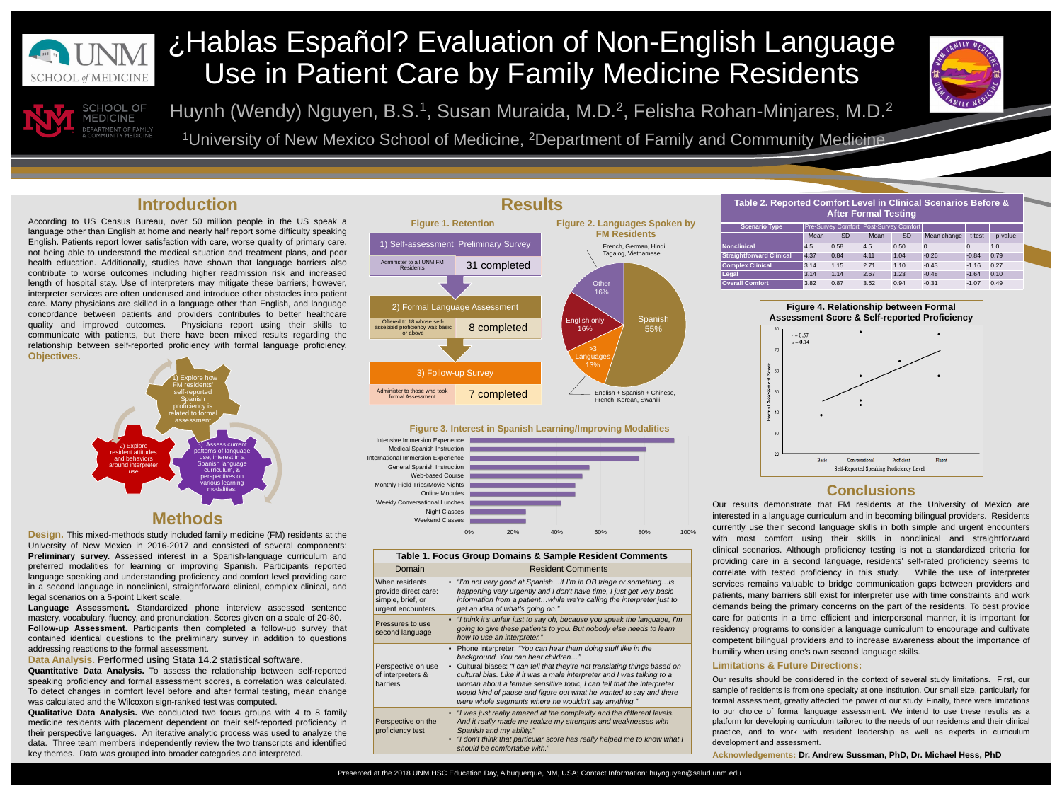# ¿Hablas Español? Evaluation of Non-English Language Use in Patient Care by Family Medicine Residents

Huynh (Wendy) Nguyen, B.S.[1], Susan Muraida, M.D.[2], Felisha Rohan-Minjares, M.D.[2]

[1]University of New Mexico School of Medicine, [2]Department of Family and Community Medicine

## Introduction

According to US Census Bureau, over 50 million people in the US speak a language other than English at home and nearly half report some difficulty speaking English. Patients report lower satisfaction with care, worse quality of primary care, not being able to understand the medical situation and treatment plans, and poor health education. Additionally, studies have shown that language barriers also contribute to worse outcomes including higher readmission risk and increased length of hospital stay. Use of interpreters may mitigate these barriers; however, interpreter services are often underused and introduce other obstacles into patient care. Many physicians are skilled in a language other than English, and language concordance between patients and providers contributes to better healthcare quality and improved outcomes. Physicians report using their skills to communicate with patients, but there have been mixed results regarding the relationship between self-reported proficiency with formal language proficiency.

**Objectives.**

1) Explore how FM residents' self-reported Spanish proficiency is related to formal assessment

2) Explore resident attitudes and behaviors around interpreter use

3) Assess current patterns of language use, interest in a Spanish language curriculum, & perspectives on various learning modalities.

## Methods

**Design.** This mixed-methods study included family medicine (FM) residents at the University of New Mexico in 2016-2017 and consisted of several components: **Preliminary survey.** Assessed interest in a Spanish-language curriculum and preferred modalities for learning or improving Spanish. Participants reported language speaking and understanding proficiency and comfort level providing care in a second language in nonclinical, straightforward clinical, complex clinical, and legal scenarios on a 5-point Likert scale.

**Language Assessment.** Standardized phone interview assessed sentence mastery, vocabulary, fluency, and pronunciation. Scores given on a scale of 20-80.

**Follow-up Assessment.** Participants then completed a follow-up survey that contained identical questions to the preliminary survey in addition to questions addressing reactions to the formal assessment.

**Data Analysis.** Performed using Stata 14.2 statistical software.

**Quantitative Data Analysis.** To assess the relationship between self-reported speaking proficiency and formal assessment scores, a correlation was calculated. To detect changes in comfort level before and after formal testing, mean change was calculated and the Wilcoxon sign-ranked test was computed.

**Qualitative Data Analysis.** We conducted two focus groups with 4 to 8 family medicine residents with placement dependent on their self-reported proficiency in their perspective languages. An iterative analysis process was used to analyze the data. Three team members independently review the two transcripts and identified key themes. Data was grouped into broader categories and interpreted.

## Results

**Figure 1. Retention**

1) Self-assessment Preliminary Survey — Administer to all UNM FM Residents — 31 completed

2) Formal Language Assessment — Offered to 18 whose self-assessed proficiency was basic or above — 8 completed

3) Follow-up Survey — Administer to those who took formal Assessment — 7 completed

**Figure 2. Languages Spoken by FM Residents**

Spanish 55%
English only 16%
Other 16% (French, German, Hindi, Tagalog, Vietnamese)
>3 Languages 13% (English + Spanish + Chinese, French, Korean, Swahili)

**Figure 3. Interest in Spanish Learning/Improving Modalities**

Intensive Immersion Experience
Medical Spanish Instruction
International Immersion Experience
General Spanish Instruction
Web-based Course
Monthly Field Trips/Movie Nights
Online Modules
Weekly Conversational Lunches
Night Classes
Weekend Classes

0% 20% 40% 60% 80% 100%

**Table 1. Focus Group Domains & Sample Resident Comments**

| Domain | Resident Comments |
|---|---|
| When residents provide direct care: simple, brief, or urgent encounters | • *"I'm not very good at Spanish…if I'm in OB triage or something…is happening very urgently and I don't have time, I just get very basic information from a patient…while we're calling the interpreter just to get an idea of what's going on."* |
| Pressures to use second language | • *"I think it's unfair just to say oh, because you speak the language, I'm going to give these patients to you. But nobody else needs to learn how to use an interpreter."* |
| Perspective on use of interpreters & barriers | • Phone interpreter: *"You can hear them doing stuff like in the background. You can hear children…"* • Cultural biases: *"I can tell that they're not translating things based on cultural bias. Like if it was a male interpreter and I was talking to a woman about a female sensitive topic, I can tell that the interpreter would kind of pause and figure out what he wanted to say and there were whole segments where he wouldn't say anything,"* |
| Perspective on the proficiency test | • *"I was just really amazed at the complexity and the different levels. And it really made me realize my strengths and weaknesses with Spanish and my ability."* • *"I don't think that particular score has really helped me to know what I should be comfortable with."* |

**Table 2. Reported Comfort Level in Clinical Scenarios Before & After Formal Testing**

| Scenario Type | Pre-Survey Comfort | | Post-Survey Comfort | | | | |
|---|---|---|---|---|---|---|---|
| | Mean | SD | Mean | SD | Mean change | t-test | p-value |
| Nonclinical | 4.5 | 0.58 | 4.5 | 0.50 | 0 | 0 | 1.0 |
| Straightforward Clinical | 4.37 | 0.84 | 4.11 | 1.04 | -0.26 | -0.84 | 0.79 |
| Complex Clinical | 3.14 | 1.15 | 2.71 | 1.10 | -0.43 | -1.16 | 0.27 |
| Legal | 3.14 | 1.14 | 2.67 | 1.23 | -0.48 | -1.64 | 0.10 |
| Overall Comfort | 3.82 | 0.87 | 3.52 | 0.94 | -0.31 | -1.07 | 0.49 |

**Figure 4. Relationship between Formal Assessment Score & Self-reported Proficiency**

$r = 0.57$
$p = 0.14$

Formal Assessment Score: 20 30 40 50 60 70 80

Self-Reported Speaking Proficiency Level: Basic, Conversational, Proficient, Fluent

## Conclusions

Our results demonstrate that FM residents at the University of Mexico are interested in a language curriculum and in becoming bilingual providers. Residents currently use their second language skills in both simple and urgent encounters with most comfort using their skills in nonclinical and straightforward clinical scenarios. Although proficiency testing is not a standardized criteria for providing care in a second language, residents' self-rated proficiency seems to correlate with tested proficiency in this study. While the use of interpreter services remains valuable to bridge communication gaps between providers and patients, many barriers still exist for interpreter use with time constraints and work demands being the primary concerns on the part of the residents. To best provide care for patients in a time efficient and interpersonal manner, it is important for residency programs to consider a language curriculum to encourage and cultivate competent bilingual providers and to increase awareness about the importance of humility when using one's own second language skills.

### Limitations & Future Directions:

Our results should be considered in the context of several study limitations. First, our sample of residents is from one specialty at one institution. Our small size, particularly for formal assessment, greatly affected the power of our study. Finally, there were limitations to our choice of formal language assessment. We intend to use these results as a platform for developing curriculum tailored to the needs of our residents and their clinical practice, and to work with resident leadership as well as experts in curriculum development and assessment.

**Acknowledgements:** Dr. Andrew Sussman, PhD, Dr. Michael Hess, PhD

Presented at the 2018 UNM HSC Education Day, Albuquerque, NM, USA; Contact Information: huynguyen@salud.unm.edu